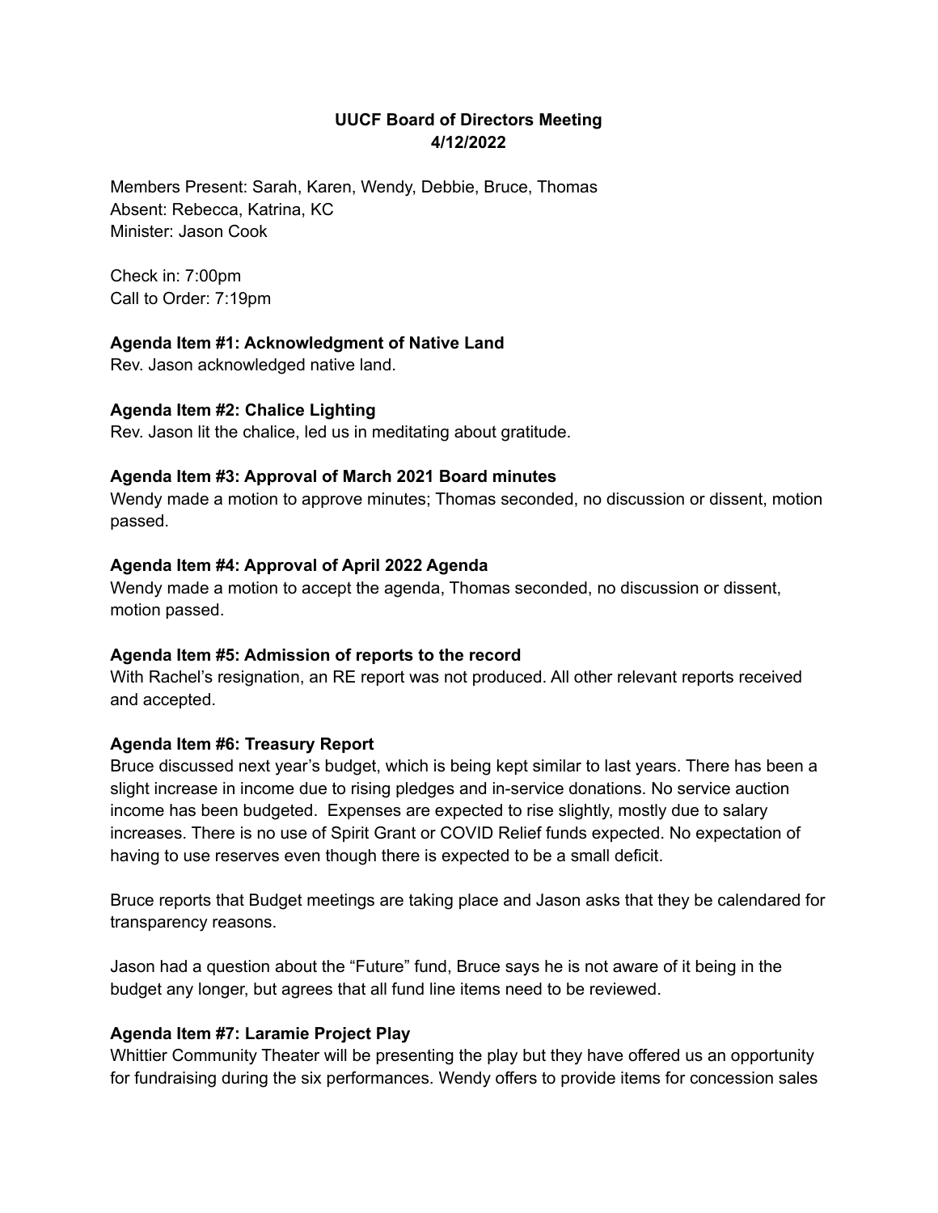**UUCF Board of Directors Meeting**
**4/12/2022**

Members Present: Sarah, Karen, Wendy, Debbie, Bruce, Thomas
Absent: Rebecca, Katrina, KC
Minister: Jason Cook

Check in: 7:00pm
Call to Order: 7:19pm

**Agenda Item #1: Acknowledgment of Native Land**
Rev. Jason acknowledged native land.

**Agenda Item #2: Chalice Lighting**
Rev. Jason lit the chalice, led us in meditating about gratitude.

**Agenda Item #3: Approval of March 2021 Board minutes**
Wendy made a motion to approve minutes; Thomas seconded, no discussion or dissent, motion passed.

**Agenda Item #4: Approval of April 2022 Agenda**
Wendy made a motion to accept the agenda, Thomas seconded, no discussion or dissent, motion passed.

**Agenda Item #5: Admission of reports to the record**
With Rachel's resignation, an RE report was not produced. All other relevant reports received and accepted.

**Agenda Item #6: Treasury Report**
Bruce discussed next year's budget, which is being kept similar to last years. There has been a slight increase in income due to rising pledges and in-service donations. No service auction income has been budgeted. Expenses are expected to rise slightly, mostly due to salary increases. There is no use of Spirit Grant or COVID Relief funds expected. No expectation of having to use reserves even though there is expected to be a small deficit.

Bruce reports that Budget meetings are taking place and Jason asks that they be calendared for transparency reasons.

Jason had a question about the "Future" fund, Bruce says he is not aware of it being in the budget any longer, but agrees that all fund line items need to be reviewed.

**Agenda Item #7: Laramie Project Play**
Whittier Community Theater will be presenting the play but they have offered us an opportunity for fundraising during the six performances. Wendy offers to provide items for concession sales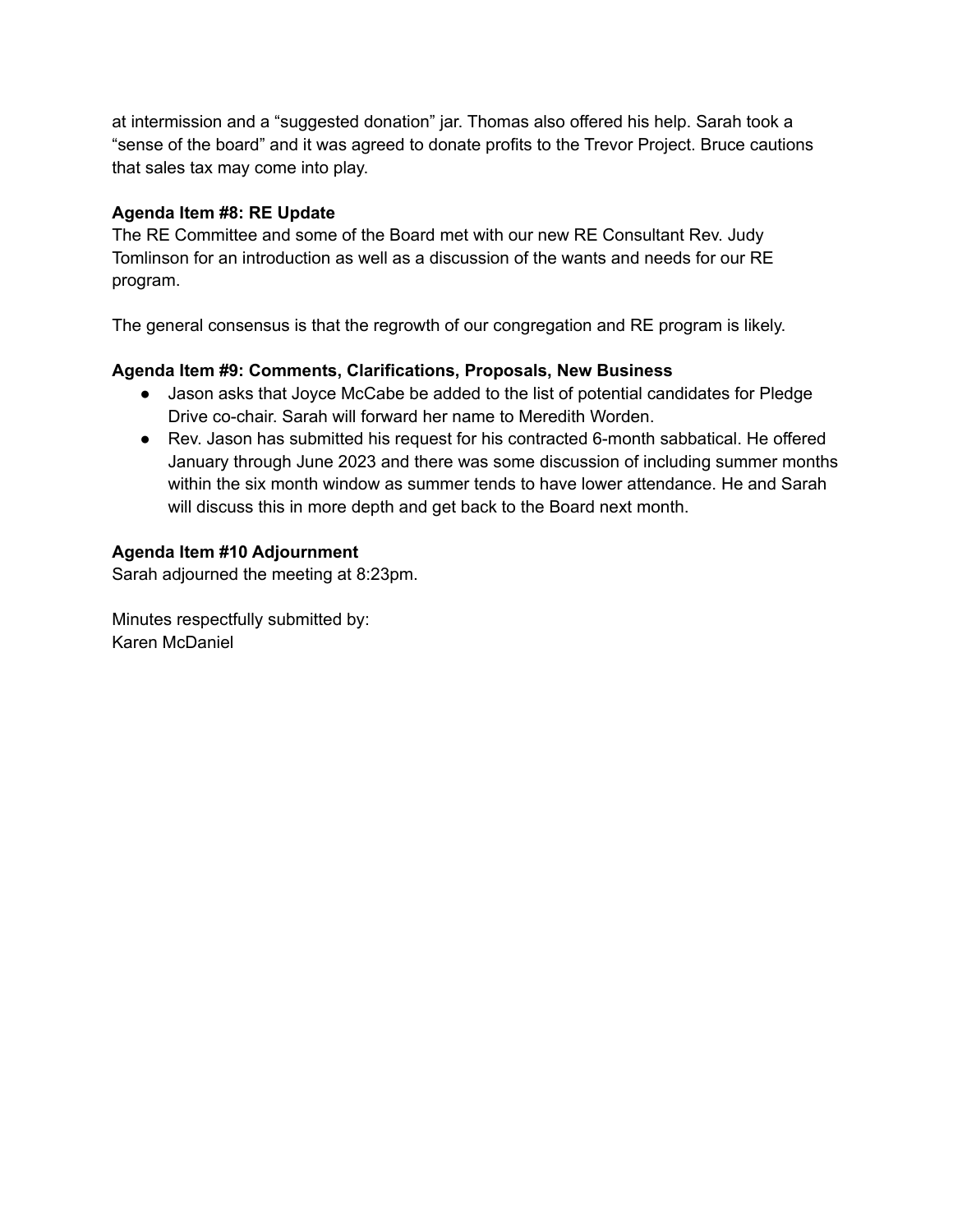at intermission and a “suggested donation” jar. Thomas also offered his help. Sarah took a “sense of the board” and it was agreed to donate profits to the Trevor Project. Bruce cautions that sales tax may come into play.

**Agenda Item #8: RE Update**
The RE Committee and some of the Board met with our new RE Consultant Rev. Judy Tomlinson for an introduction as well as a discussion of the wants and needs for our RE program.

The general consensus is that the regrowth of our congregation and RE program is likely.

**Agenda Item #9: Comments, Clarifications, Proposals, New Business**
- Jason asks that Joyce McCabe be added to the list of potential candidates for Pledge Drive co-chair. Sarah will forward her name to Meredith Worden.
- Rev. Jason has submitted his request for his contracted 6-month sabbatical. He offered January through June 2023 and there was some discussion of including summer months within the six month window as summer tends to have lower attendance. He and Sarah will discuss this in more depth and get back to the Board next month.

**Agenda Item #10 Adjournment**
Sarah adjourned the meeting at 8:23pm.

Minutes respectfully submitted by:
Karen McDaniel